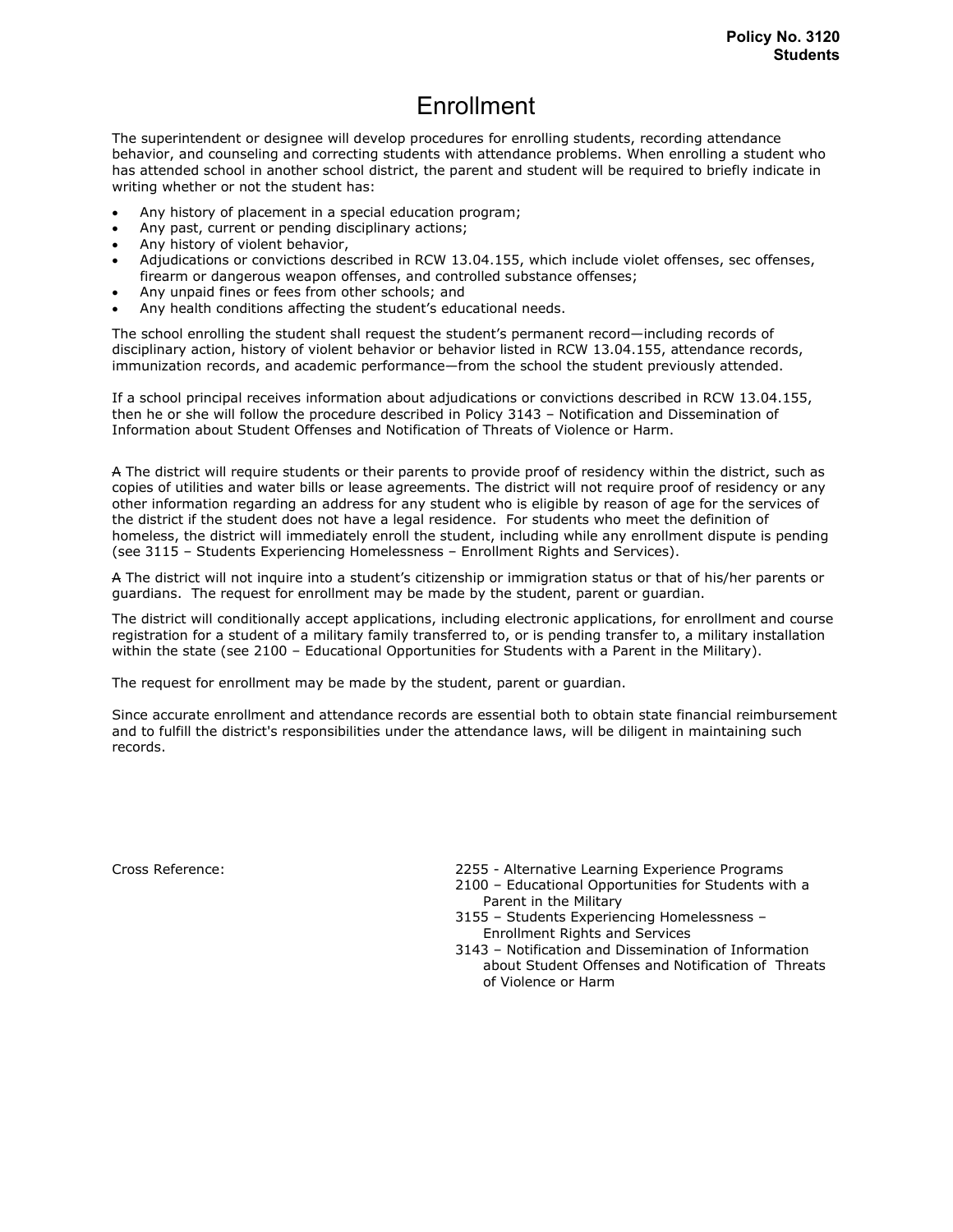Policy No. 3120
Students

# Enrollment

The superintendent or designee will develop procedures for enrolling students, recording attendance behavior, and counseling and correcting students with attendance problems. When enrolling a student who has attended school in another school district, the parent and student will be required to briefly indicate in writing whether or not the student has:

- Any history of placement in a special education program;
- Any past, current or pending disciplinary actions;
- Any history of violent behavior,
- Adjudications or convictions described in RCW 13.04.155, which include violet offenses, sec offenses, firearm or dangerous weapon offenses, and controlled substance offenses;
- Any unpaid fines or fees from other schools; and
- Any health conditions affecting the student's educational needs.

The school enrolling the student shall request the student's permanent record—including records of disciplinary action, history of violent behavior or behavior listed in RCW 13.04.155, attendance records, immunization records, and academic performance—from the school the student previously attended.

If a school principal receives information about adjudications or convictions described in RCW 13.04.155, then he or she will follow the procedure described in Policy 3143 – Notification and Dissemination of Information about Student Offenses and Notification of Threats of Violence or Harm.

~~A~~ The district will require students or their parents to provide proof of residency within the district, such as copies of utilities and water bills or lease agreements. The district will not require proof of residency or any other information regarding an address for any student who is eligible by reason of age for the services of the district if the student does not have a legal residence. For students who meet the definition of homeless, the district will immediately enroll the student, including while any enrollment dispute is pending (see 3115 – Students Experiencing Homelessness – Enrollment Rights and Services).

~~A~~ The district will not inquire into a student's citizenship or immigration status or that of his/her parents or guardians. The request for enrollment may be made by the student, parent or guardian.

The district will conditionally accept applications, including electronic applications, for enrollment and course registration for a student of a military family transferred to, or is pending transfer to, a military installation within the state (see 2100 – Educational Opportunities for Students with a Parent in the Military).

The request for enrollment may be made by the student, parent or guardian.

Since accurate enrollment and attendance records are essential both to obtain state financial reimbursement and to fulfill the district's responsibilities under the attendance laws, will be diligent in maintaining such records.

Cross Reference:

2255 - Alternative Learning Experience Programs
2100 – Educational Opportunities for Students with a Parent in the Military
3155 – Students Experiencing Homelessness – Enrollment Rights and Services
3143 – Notification and Dissemination of Information about Student Offenses and Notification of Threats of Violence or Harm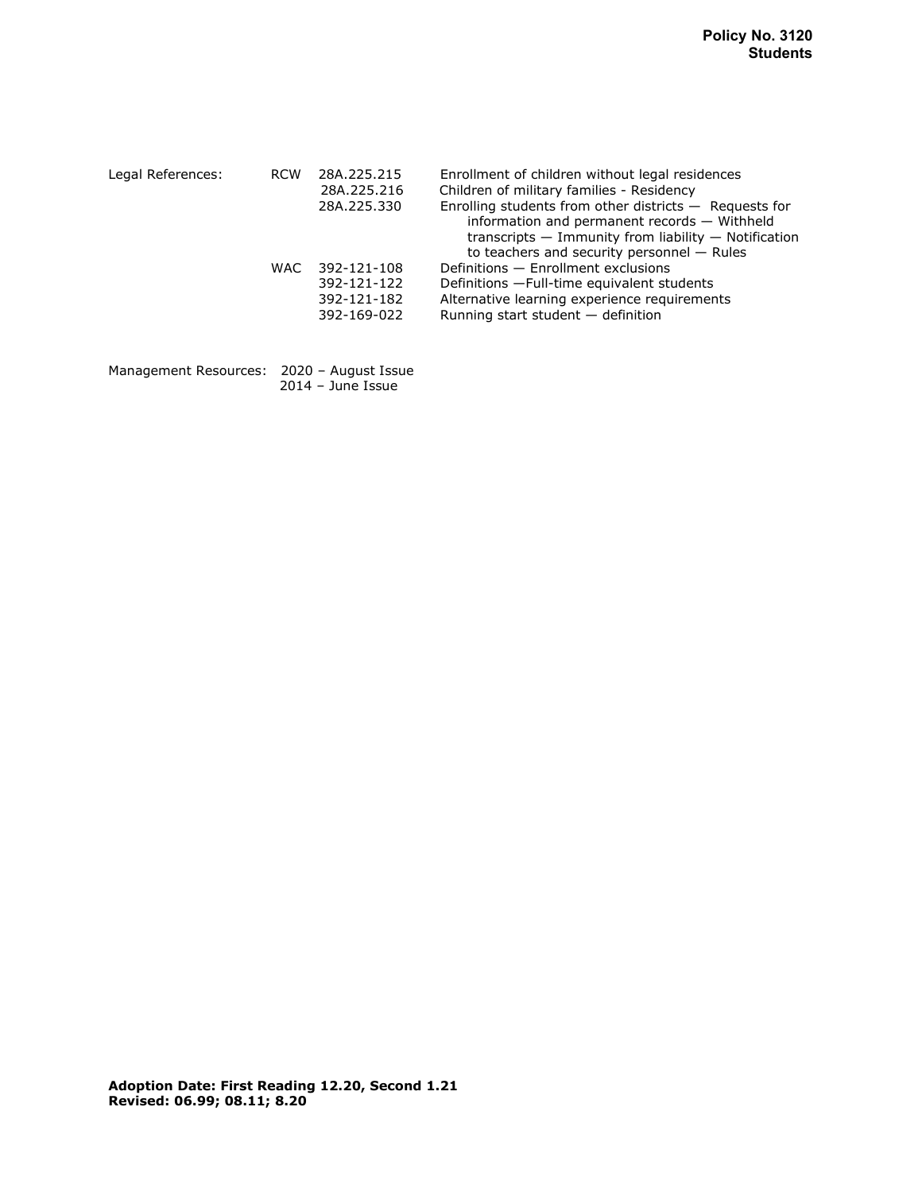| | | | |
|---|---|---|---|
| Legal References: | RCW | 28A.225.215 | Enrollment of children without legal residences |
| | | 28A.225.216 | Children of military families - Residency |
| | | 28A.225.330 | Enrolling students from other districts — Requests for information and permanent records — Withheld transcripts — Immunity from liability — Notification to teachers and security personnel — Rules |
| | WAC | 392-121-108 | Definitions — Enrollment exclusions |
| | | 392-121-122 | Definitions —Full-time equivalent students |
| | | 392-121-182 | Alternative learning experience requirements |
| | | 392-169-022 | Running start student — definition |

Management Resources: 2020 – August Issue
2014 – June Issue

**Adoption Date: First Reading 12.20, Second 1.21**
**Revised: 06.99; 08.11; 8.20**